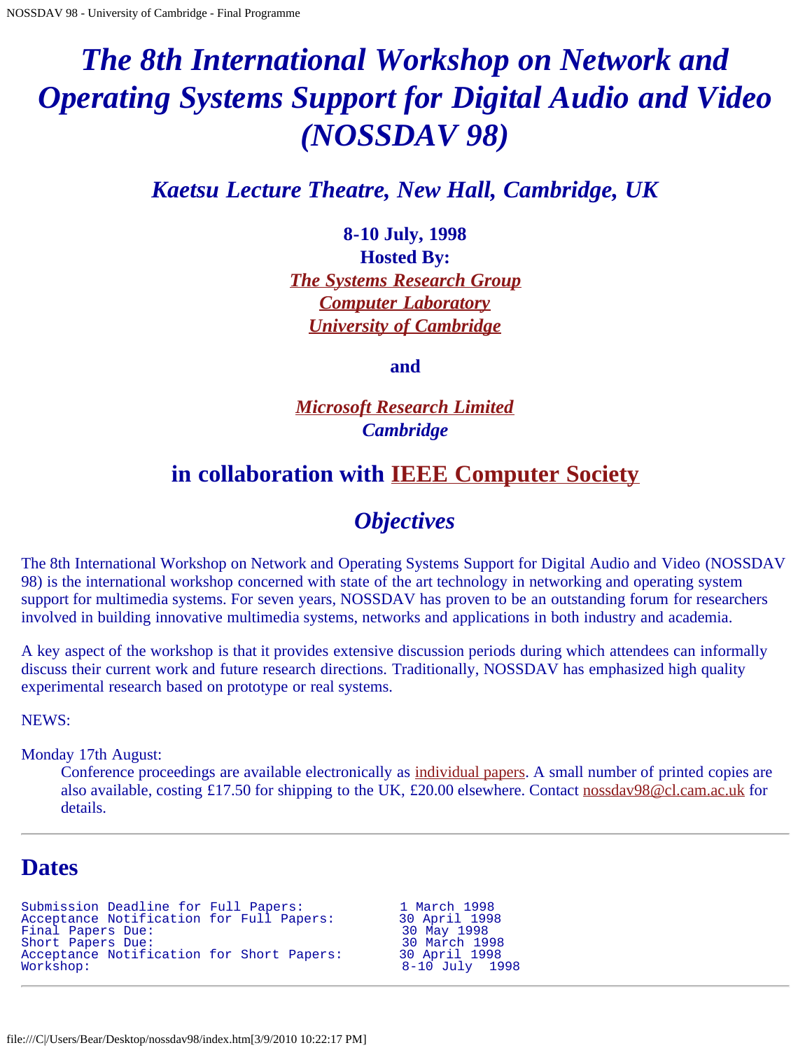# *The 8th International Workshop on Network and Operating Systems Support for Digital Audio and Video (NOSSDAV 98)*

## *Kaetsu Lecture Theatre, New Hall, Cambridge, UK*

**8-10 July, 1998**
**Hosted By:**
***The Systems Research Group***
***Computer Laboratory***
***University of Cambridge***

**and**

***Microsoft Research Limited***
***Cambridge***

## in collaboration with IEEE Computer Society

## *Objectives*

The 8th International Workshop on Network and Operating Systems Support for Digital Audio and Video (NOSSDAV 98) is the international workshop concerned with state of the art technology in networking and operating system support for multimedia systems. For seven years, NOSSDAV has proven to be an outstanding forum for researchers involved in building innovative multimedia systems, networks and applications in both industry and academia.

A key aspect of the workshop is that it provides extensive discussion periods during which attendees can informally discuss their current work and future research directions. Traditionally, NOSSDAV has emphasized high quality experimental research based on prototype or real systems.

NEWS:

Monday 17th August:
: Conference proceedings are available electronically as individual papers. A small number of printed copies are also available, costing £17.50 for shipping to the UK, £20.00 elsewhere. Contact nossdav98@cl.cam.ac.uk for details.

---

## Dates

```
Submission Deadline for Full Papers:            1 March 1998
Acceptance Notification for Full Papers:        30 April 1998
Final Papers Due:                               30 May 1998
Short Papers Due:                               30 March 1998
Acceptance Notification for Short Papers:       30 April 1998
Workshop:                                       8-10 July  1998
```

---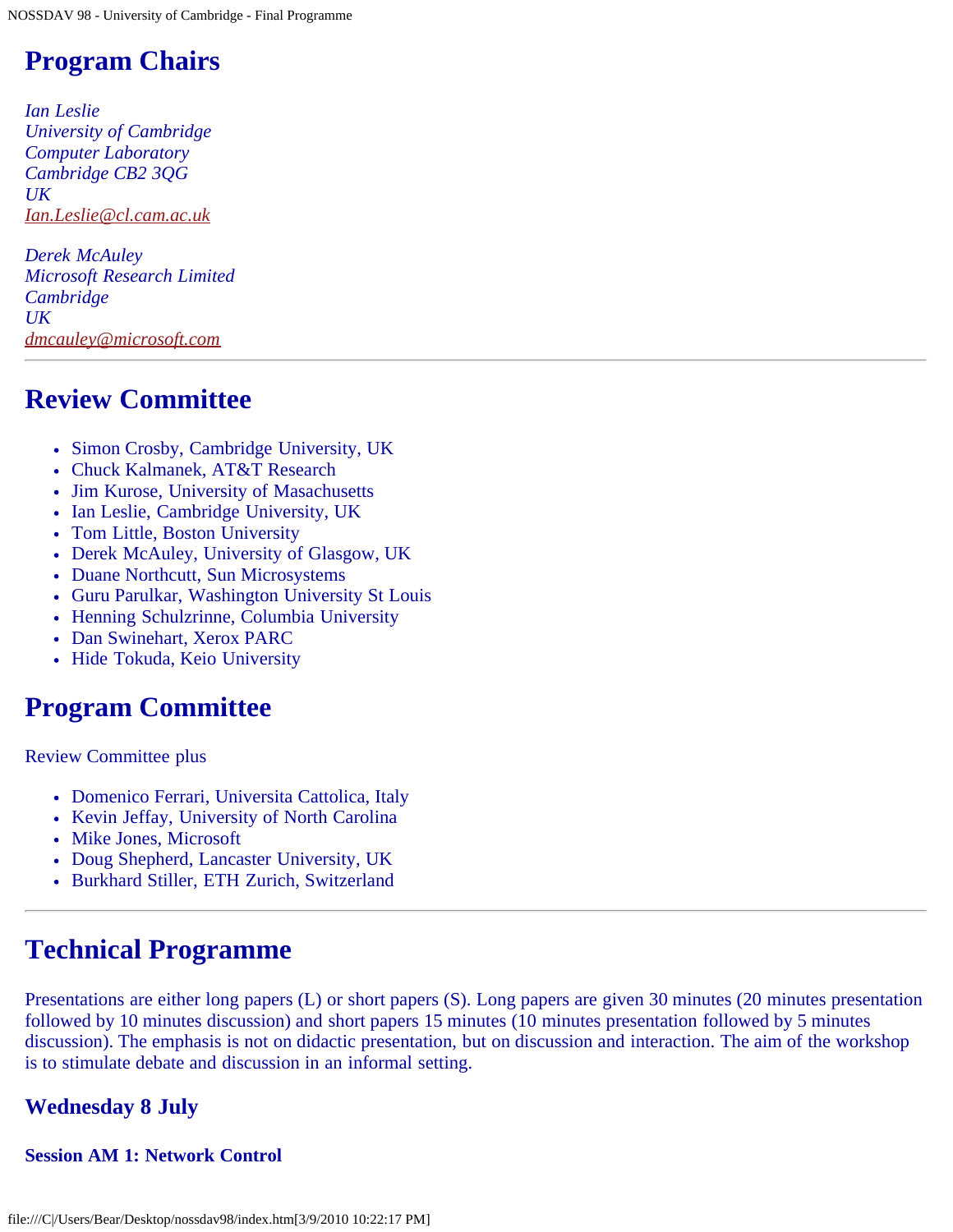## Program Chairs

*Ian Leslie*
*University of Cambridge*
*Computer Laboratory*
*Cambridge CB2 3QG*
*UK*
*Ian.Leslie@cl.cam.ac.uk*

*Derek McAuley*
*Microsoft Research Limited*
*Cambridge*
*UK*
*dmcauley@microsoft.com*

---

## Review Committee

- Simon Crosby, Cambridge University, UK
- Chuck Kalmanek, AT&T Research
- Jim Kurose, University of Masachusetts
- Ian Leslie, Cambridge University, UK
- Tom Little, Boston University
- Derek McAuley, University of Glasgow, UK
- Duane Northcutt, Sun Microsystems
- Guru Parulkar, Washington University St Louis
- Henning Schulzrinne, Columbia University
- Dan Swinehart, Xerox PARC
- Hide Tokuda, Keio University

## Program Committee

Review Committee plus

- Domenico Ferrari, Universita Cattolica, Italy
- Kevin Jeffay, University of North Carolina
- Mike Jones, Microsoft
- Doug Shepherd, Lancaster University, UK
- Burkhard Stiller, ETH Zurich, Switzerland

---

## Technical Programme

Presentations are either long papers (L) or short papers (S). Long papers are given 30 minutes (20 minutes presentation followed by 10 minutes discussion) and short papers 15 minutes (10 minutes presentation followed by 5 minutes discussion). The emphasis is not on didactic presentation, but on discussion and interaction. The aim of the workshop is to stimulate debate and discussion in an informal setting.

### Wednesday 8 July

#### Session AM 1: Network Control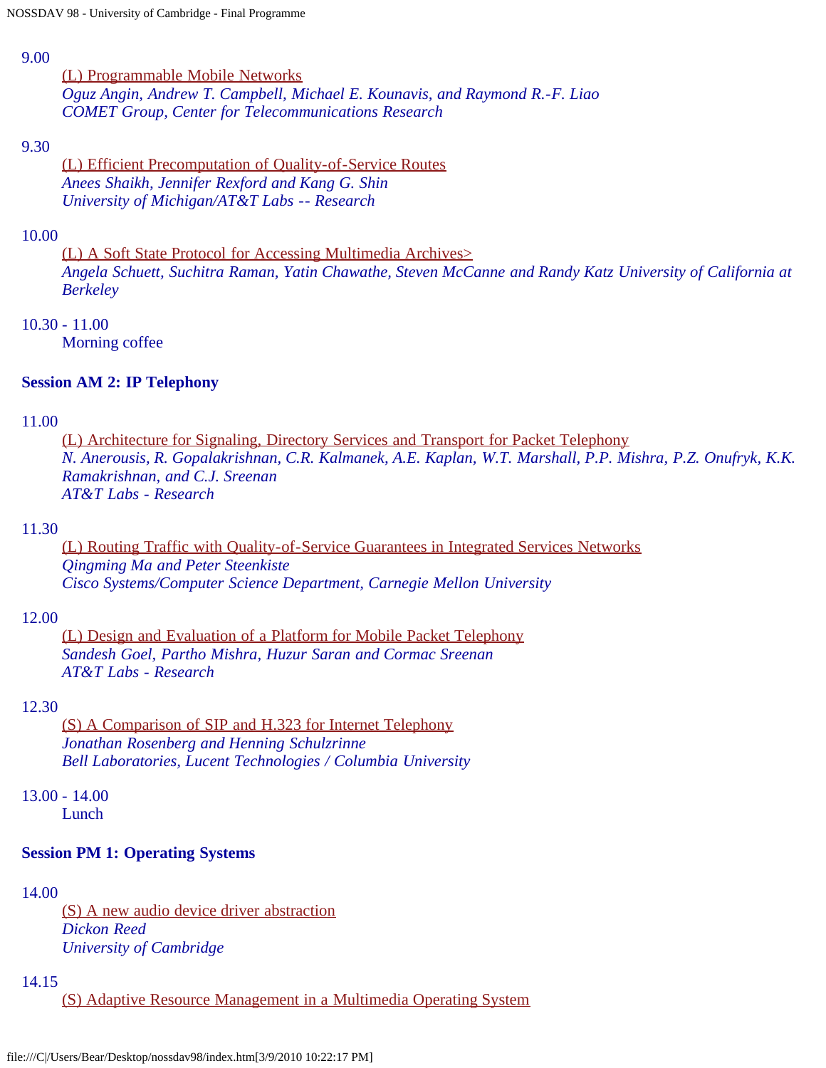9.00
: [(L) Programmable Mobile Networks]
*Oguz Angin, Andrew T. Campbell, Michael E. Kounavis, and Raymond R.-F. Liao*
*COMET Group, Center for Telecommunications Research*

9.30
: (L) Efficient Precomputation of Quality-of-Service Routes
*Anees Shaikh, Jennifer Rexford and Kang G. Shin*
*University of Michigan/AT&T Labs -- Research*

10.00
: (L) A Soft State Protocol for Accessing Multimedia Archives>
*Angela Schuett, Suchitra Raman, Yatin Chawathe, Steven McCanne and Randy Katz University of California at Berkeley*

10.30 - 11.00
: Morning coffee

**Session AM 2: IP Telephony**

11.00
: (L) Architecture for Signaling, Directory Services and Transport for Packet Telephony
*N. Anerousis, R. Gopalakrishnan, C.R. Kalmanek, A.E. Kaplan, W.T. Marshall, P.P. Mishra, P.Z. Onufryk, K.K. Ramakrishnan, and C.J. Sreenan*
*AT&T Labs - Research*

11.30
: (L) Routing Traffic with Quality-of-Service Guarantees in Integrated Services Networks
*Qingming Ma and Peter Steenkiste*
*Cisco Systems/Computer Science Department, Carnegie Mellon University*

12.00
: (L) Design and Evaluation of a Platform for Mobile Packet Telephony
*Sandesh Goel, Partho Mishra, Huzur Saran and Cormac Sreenan*
*AT&T Labs - Research*

12.30
: (S) A Comparison of SIP and H.323 for Internet Telephony
*Jonathan Rosenberg and Henning Schulzrinne*
*Bell Laboratories, Lucent Technologies / Columbia University*

13.00 - 14.00
: Lunch

**Session PM 1: Operating Systems**

14.00
: (S) A new audio device driver abstraction
*Dickon Reed*
*University of Cambridge*

14.15
: (S) Adaptive Resource Management in a Multimedia Operating System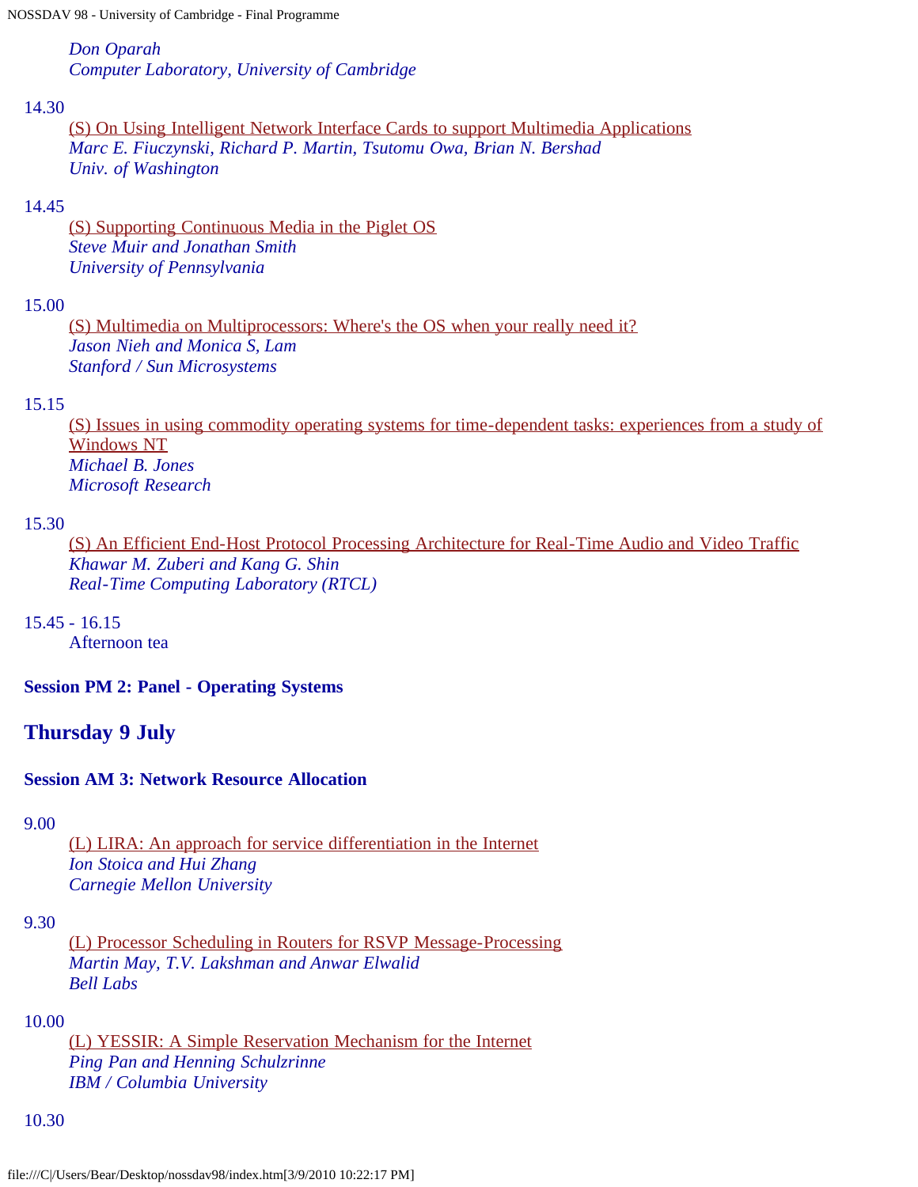*Don Oparah*
*Computer Laboratory, University of Cambridge*

14.30
: (S) On Using Intelligent Network Interface Cards to support Multimedia Applications
: *Marc E. Fiuczynski, Richard P. Martin, Tsutomu Owa, Brian N. Bershad*
: *Univ. of Washington*

14.45
: (S) Supporting Continuous Media in the Piglet OS
: *Steve Muir and Jonathan Smith*
: *University of Pennsylvania*

15.00
: (S) Multimedia on Multiprocessors: Where's the OS when your really need it?
: *Jason Nieh and Monica S, Lam*
: *Stanford / Sun Microsystems*

15.15
: (S) Issues in using commodity operating systems for time-dependent tasks: experiences from a study of Windows NT
: *Michael B. Jones*
: *Microsoft Research*

15.30
: (S) An Efficient End-Host Protocol Processing Architecture for Real-Time Audio and Video Traffic
: *Khawar M. Zuberi and Kang G. Shin*
: *Real-Time Computing Laboratory (RTCL)*

15.45 - 16.15
: Afternoon tea

**Session PM 2: Panel - Operating Systems**

## Thursday 9 July

**Session AM 3: Network Resource Allocation**

9.00
: (L) LIRA: An approach for service differentiation in the Internet
: *Ion Stoica and Hui Zhang*
: *Carnegie Mellon University*

9.30
: (L) Processor Scheduling in Routers for RSVP Message-Processing
: *Martin May, T.V. Lakshman and Anwar Elwalid*
: *Bell Labs*

10.00
: (L) YESSIR: A Simple Reservation Mechanism for the Internet
: *Ping Pan and Henning Schulzrinne*
: *IBM / Columbia University*

10.30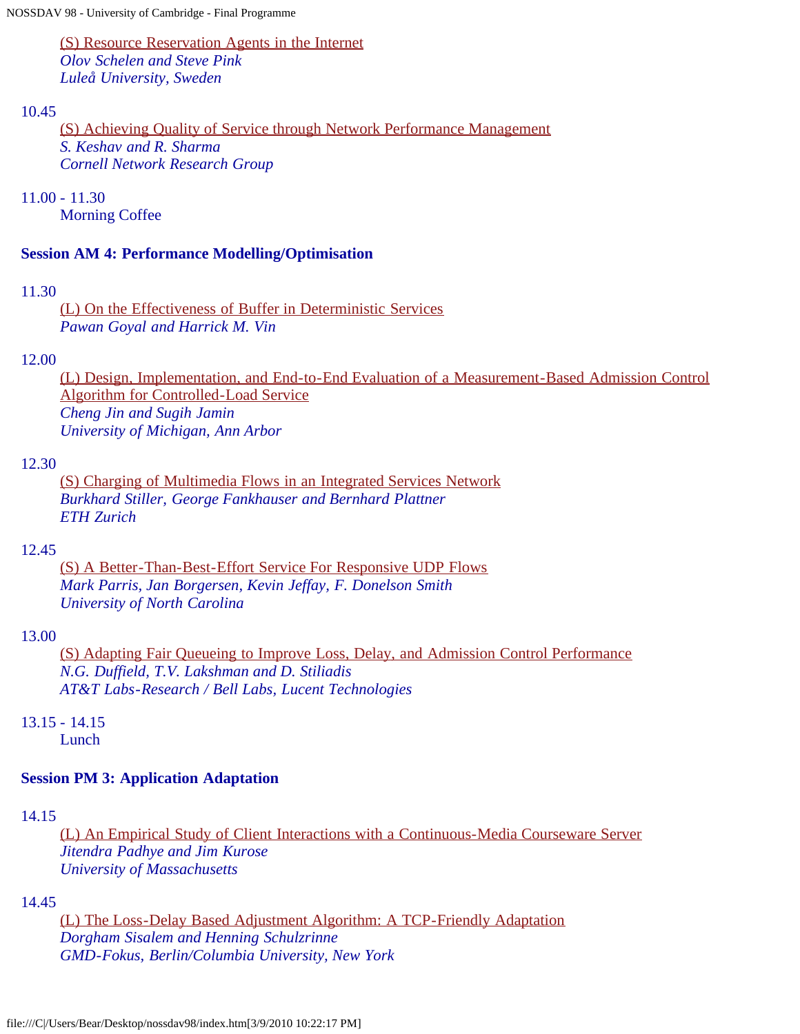(S) Resource Reservation Agents in the Internet
*Olov Schelen and Steve Pink*
*Luleå University, Sweden*

10.45
(S) Achieving Quality of Service through Network Performance Management
*S. Keshav and R. Sharma*
*Cornell Network Research Group*

11.00 - 11.30
Morning Coffee

**Session AM 4: Performance Modelling/Optimisation**

11.30
(L) On the Effectiveness of Buffer in Deterministic Services
*Pawan Goyal and Harrick M. Vin*

12.00
(L) Design, Implementation, and End-to-End Evaluation of a Measurement-Based Admission Control Algorithm for Controlled-Load Service
*Cheng Jin and Sugih Jamin*
*University of Michigan, Ann Arbor*

12.30
(S) Charging of Multimedia Flows in an Integrated Services Network
*Burkhard Stiller, George Fankhauser and Bernhard Plattner*
*ETH Zurich*

12.45
(S) A Better-Than-Best-Effort Service For Responsive UDP Flows
*Mark Parris, Jan Borgersen, Kevin Jeffay, F. Donelson Smith*
*University of North Carolina*

13.00
(S) Adapting Fair Queueing to Improve Loss, Delay, and Admission Control Performance
*N.G. Duffield, T.V. Lakshman and D. Stiliadis*
*AT&T Labs-Research / Bell Labs, Lucent Technologies*

13.15 - 14.15
Lunch

**Session PM 3: Application Adaptation**

14.15
(L) An Empirical Study of Client Interactions with a Continuous-Media Courseware Server
*Jitendra Padhye and Jim Kurose*
*University of Massachusetts*

14.45
(L) The Loss-Delay Based Adjustment Algorithm: A TCP-Friendly Adaptation
*Dorgham Sisalem and Henning Schulzrinne*
*GMD-Fokus, Berlin/Columbia University, New York*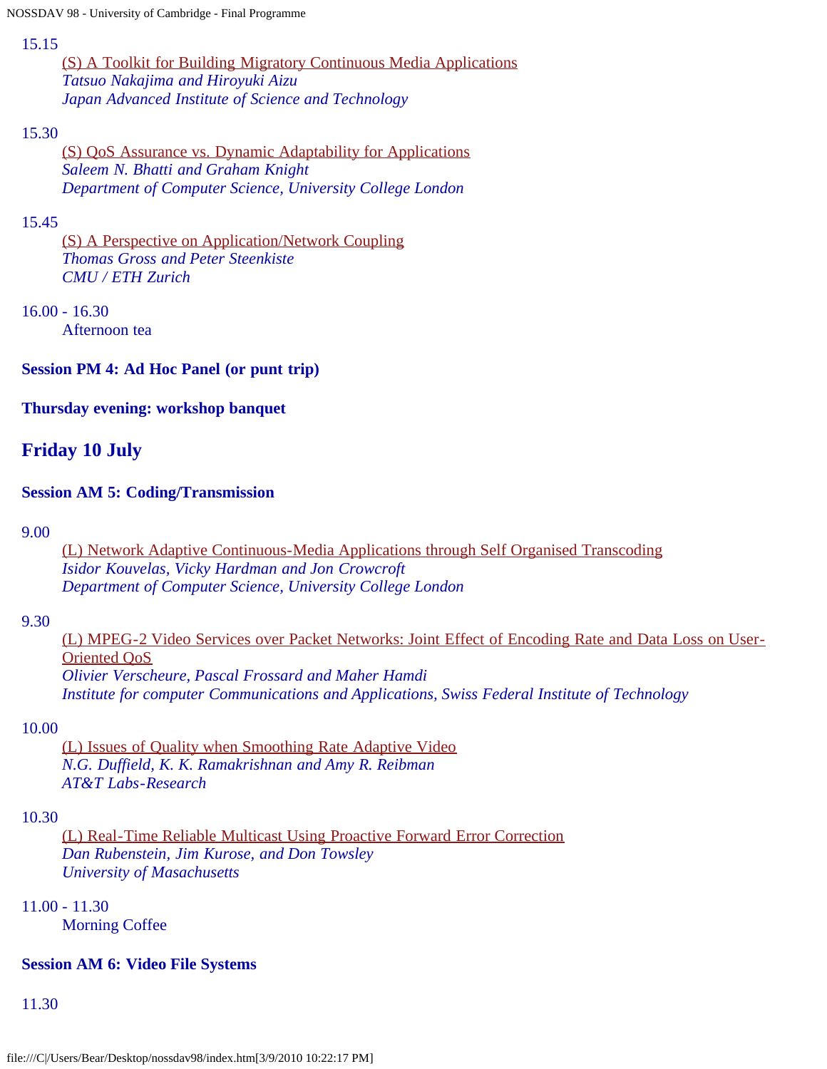15.15

(S) A Toolkit for Building Migratory Continuous Media Applications
*Tatsuo Nakajima and Hiroyuki Aizu*
*Japan Advanced Institute of Science and Technology*

15.30

(S) QoS Assurance vs. Dynamic Adaptability for Applications
*Saleem N. Bhatti and Graham Knight*
*Department of Computer Science, University College London*

15.45

(S) A Perspective on Application/Network Coupling
*Thomas Gross and Peter Steenkiste*
*CMU / ETH Zurich*

16.00 - 16.30

Afternoon tea

**Session PM 4: Ad Hoc Panel (or punt trip)**

**Thursday evening: workshop banquet**

## Friday 10 July

**Session AM 5: Coding/Transmission**

9.00

(L) Network Adaptive Continuous-Media Applications through Self Organised Transcoding
*Isidor Kouvelas, Vicky Hardman and Jon Crowcroft*
*Department of Computer Science, University College London*

9.30

(L) MPEG-2 Video Services over Packet Networks: Joint Effect of Encoding Rate and Data Loss on User-Oriented QoS
*Olivier Verscheure, Pascal Frossard and Maher Hamdi*
*Institute for computer Communications and Applications, Swiss Federal Institute of Technology*

10.00

(L) Issues of Quality when Smoothing Rate Adaptive Video
*N.G. Duffield, K. K. Ramakrishnan and Amy R. Reibman*
*AT&T Labs-Research*

10.30

(L) Real-Time Reliable Multicast Using Proactive Forward Error Correction
*Dan Rubenstein, Jim Kurose, and Don Towsley*
*University of Masachusetts*

11.00 - 11.30

Morning Coffee

**Session AM 6: Video File Systems**

11.30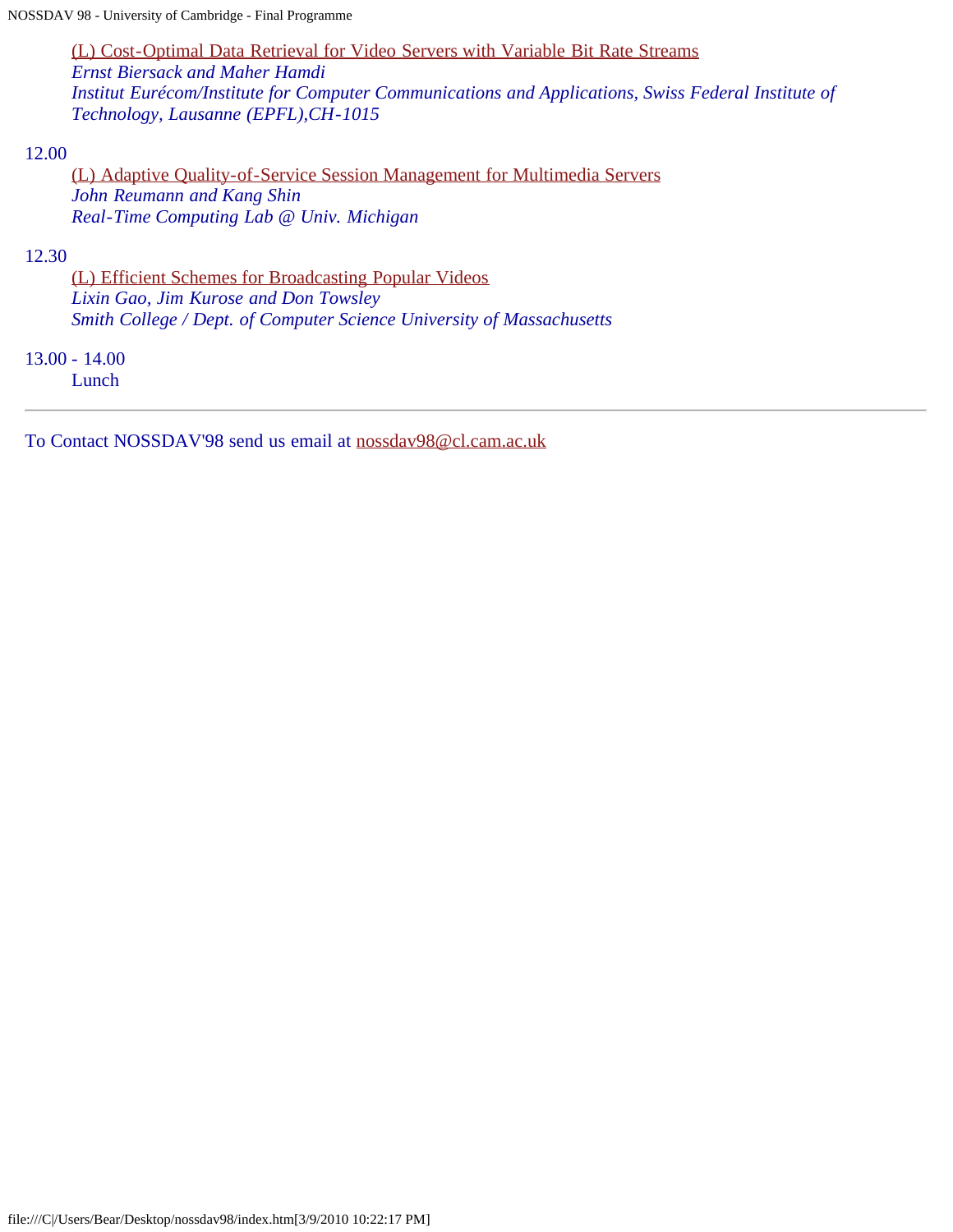[(L) Cost-Optimal Data Retrieval for Video Servers with Variable Bit Rate Streams]
*Ernst Biersack and Maher Hamdi*
*Institut Eurécom/Institute for Computer Communications and Applications, Swiss Federal Institute of Technology, Lausanne (EPFL),CH-1015*

12.00

[(L) Adaptive Quality-of-Service Session Management for Multimedia Servers]
*John Reumann and Kang Shin*
*Real-Time Computing Lab @ Univ. Michigan*

12.30

[(L) Efficient Schemes for Broadcasting Popular Videos]
*Lixin Gao, Jim Kurose and Don Towsley*
*Smith College / Dept. of Computer Science University of Massachusetts*

13.00 - 14.00

Lunch

---

To Contact NOSSDAV'98 send us email at nossdav98@cl.cam.ac.uk